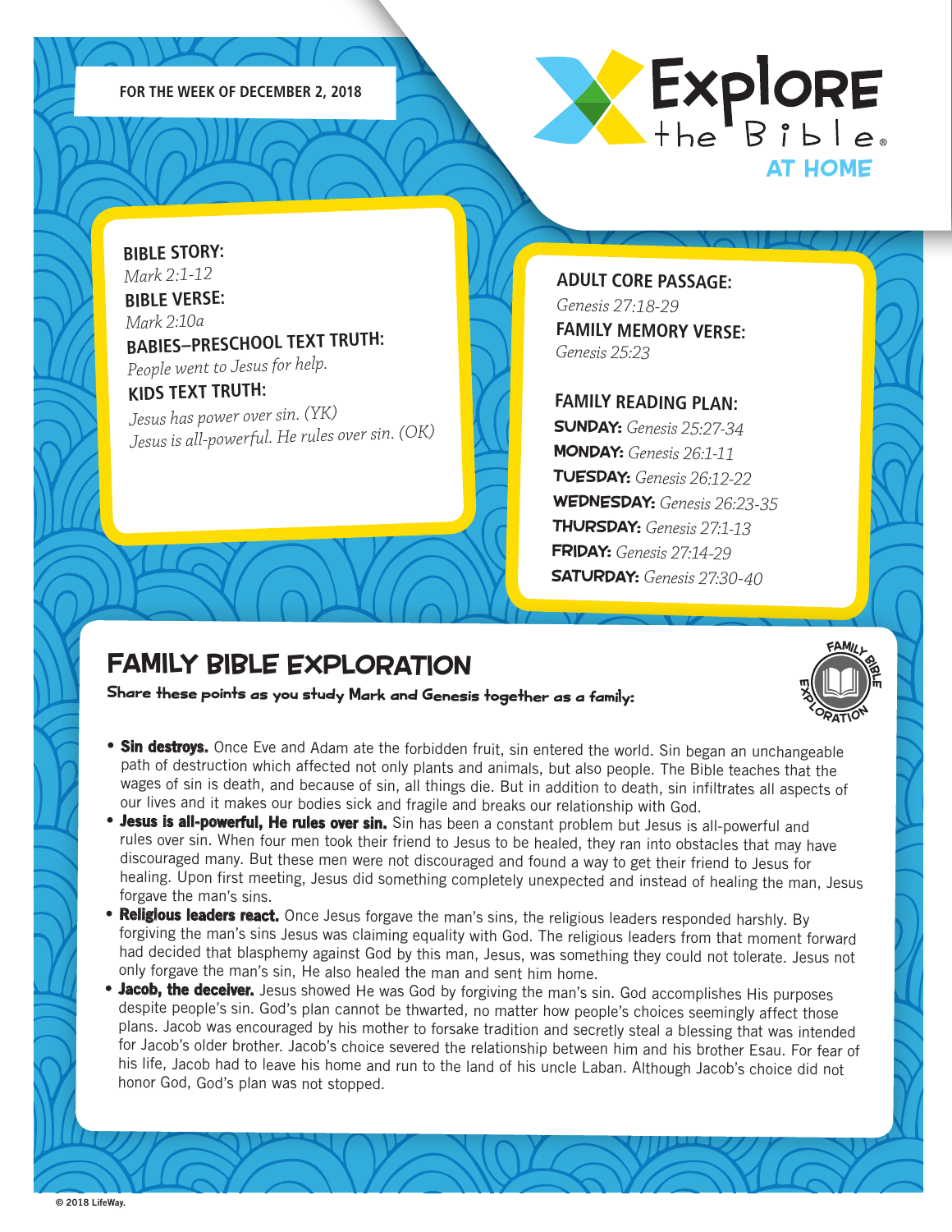FOR THE WEEK OF DECEMBER 2, 2018

# Explore the Bible AT HOME

**BIBLE STORY:**
*Mark 2:1-12*

**BIBLE VERSE:**
*Mark 2:10a*

**BABIES–PRESCHOOL TEXT TRUTH:**
*People went to Jesus for help.*

**KIDS TEXT TRUTH:**
*Jesus has power over sin. (YK)*
*Jesus is all-powerful. He rules over sin. (OK)*

**ADULT CORE PASSAGE:**
*Genesis 27:18-29*

**FAMILY MEMORY VERSE:**
*Genesis 25:23*

**FAMILY READING PLAN:**

**SUNDAY:** *Genesis 25:27-34*
**MONDAY:** *Genesis 26:1-11*
**TUESDAY:** *Genesis 26:12-22*
**WEDNESDAY:** *Genesis 26:23-35*
**THURSDAY:** *Genesis 27:1-13*
**FRIDAY:** *Genesis 27:14-29*
**SATURDAY:** *Genesis 27:30-40*

## FAMILY BIBLE EXPLORATION

**Share these points as you study Mark and Genesis together as a family:**

- **Sin destroys.** Once Eve and Adam ate the forbidden fruit, sin entered the world. Sin began an unchangeable path of destruction which affected not only plants and animals, but also people. The Bible teaches that the wages of sin is death, and because of sin, all things die. But in addition to death, sin infiltrates all aspects of our lives and it makes our bodies sick and fragile and breaks our relationship with God.
- **Jesus is all-powerful, He rules over sin.** Sin has been a constant problem but Jesus is all-powerful and rules over sin. When four men took their friend to Jesus to be healed, they ran into obstacles that may have discouraged many. But these men were not discouraged and found a way to get their friend to Jesus for healing. Upon first meeting, Jesus did something completely unexpected and instead of healing the man, Jesus forgave the man's sins.
- **Religious leaders react.** Once Jesus forgave the man's sins, the religious leaders responded harshly. By forgiving the man's sins Jesus was claiming equality with God. The religious leaders from that moment forward had decided that blasphemy against God by this man, Jesus, was something they could not tolerate. Jesus not only forgave the man's sin, He also healed the man and sent him home.
- **Jacob, the deceiver.** Jesus showed He was God by forgiving the man's sin. God accomplishes His purposes despite people's sin. God's plan cannot be thwarted, no matter how people's choices seemingly affect those plans. Jacob was encouraged by his mother to forsake tradition and secretly steal a blessing that was intended for Jacob's older brother. Jacob's choice severed the relationship between him and his brother Esau. For fear of his life, Jacob had to leave his home and run to the land of his uncle Laban. Although Jacob's choice did not honor God, God's plan was not stopped.

© 2018 LifeWay.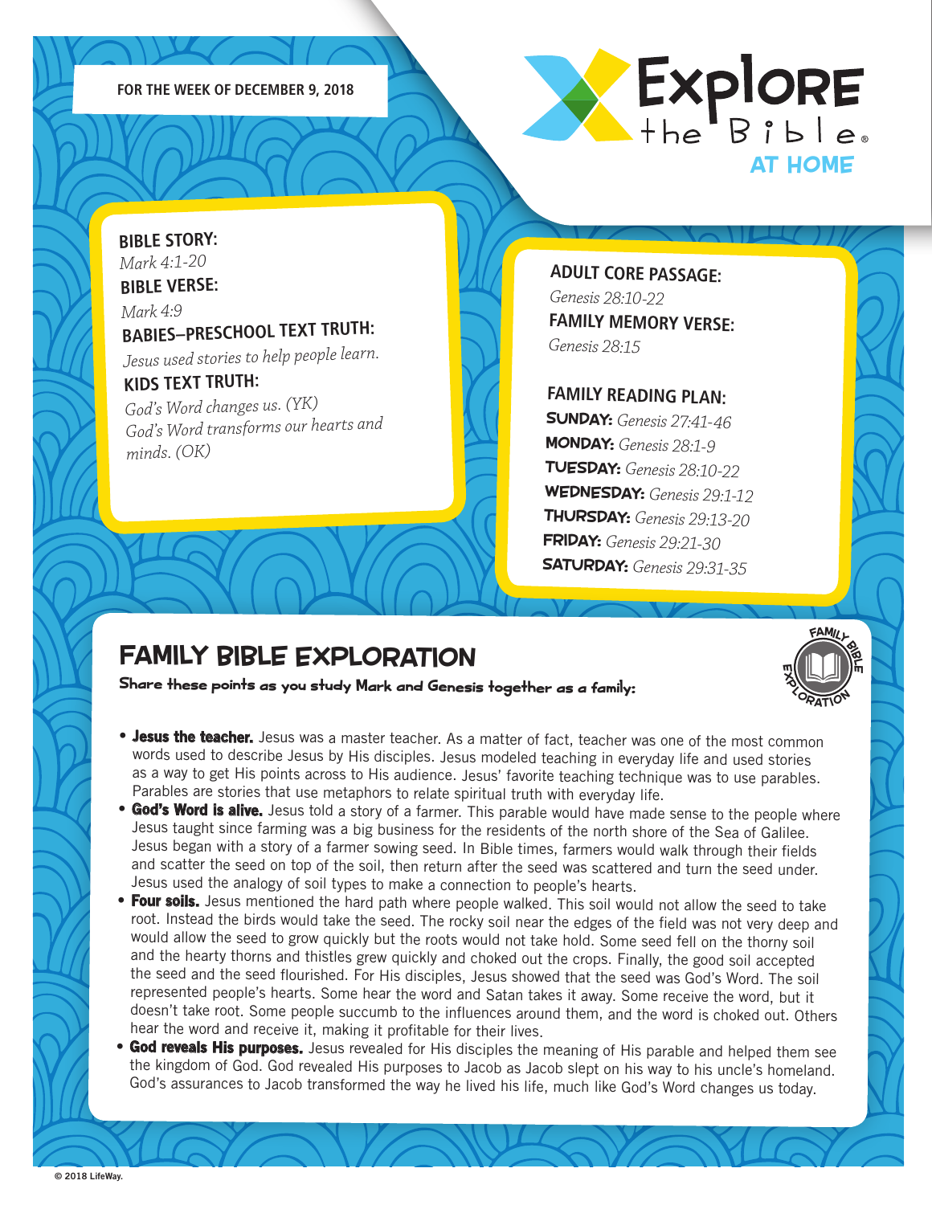FOR THE WEEK OF DECEMBER 9, 2018

# Explore the Bible AT HOME

**BIBLE STORY:**
*Mark 4:1-20*

**BIBLE VERSE:**
*Mark 4:9*

**BABIES–PRESCHOOL TEXT TRUTH:**
*Jesus used stories to help people learn.*

**KIDS TEXT TRUTH:**
*God's Word changes us. (YK)*
*God's Word transforms our hearts and minds. (OK)*

**ADULT CORE PASSAGE:**
*Genesis 28:10-22*

**FAMILY MEMORY VERSE:**
*Genesis 28:15*

**FAMILY READING PLAN:**

**SUNDAY:** *Genesis 27:41-46*
**MONDAY:** *Genesis 28:1-9*
**TUESDAY:** *Genesis 28:10-22*
**WEDNESDAY:** *Genesis 29:1-12*
**THURSDAY:** *Genesis 29:13-20*
**FRIDAY:** *Genesis 29:21-30*
**SATURDAY:** *Genesis 29:31-35*

## FAMILY BIBLE EXPLORATION

**Share these points as you study Mark and Genesis together as a family:**

- **Jesus the teacher.** Jesus was a master teacher. As a matter of fact, teacher was one of the most common words used to describe Jesus by His disciples. Jesus modeled teaching in everyday life and used stories as a way to get His points across to His audience. Jesus' favorite teaching technique was to use parables. Parables are stories that use metaphors to relate spiritual truth with everyday life.
- **God's Word is alive.** Jesus told a story of a farmer. This parable would have made sense to the people where Jesus taught since farming was a big business for the residents of the north shore of the Sea of Galilee. Jesus began with a story of a farmer sowing seed. In Bible times, farmers would walk through their fields and scatter the seed on top of the soil, then return after the seed was scattered and turn the seed under. Jesus used the analogy of soil types to make a connection to people's hearts.
- **Four soils.** Jesus mentioned the hard path where people walked. This soil would not allow the seed to take root. Instead the birds would take the seed. The rocky soil near the edges of the field was not very deep and would allow the seed to grow quickly but the roots would not take hold. Some seed fell on the thorny soil and the hearty thorns and thistles grew quickly and choked out the crops. Finally, the good soil accepted the seed and the seed flourished. For His disciples, Jesus showed that the seed was God's Word. The soil represented people's hearts. Some hear the word and Satan takes it away. Some receive the word, but it doesn't take root. Some people succumb to the influences around them, and the word is choked out. Others hear the word and receive it, making it profitable for their lives.
- **God reveals His purposes.** Jesus revealed for His disciples the meaning of His parable and helped them see the kingdom of God. God revealed His purposes to Jacob as Jacob slept on his way to his uncle's homeland. God's assurances to Jacob transformed the way he lived his life, much like God's Word changes us today.

© 2018 LifeWay.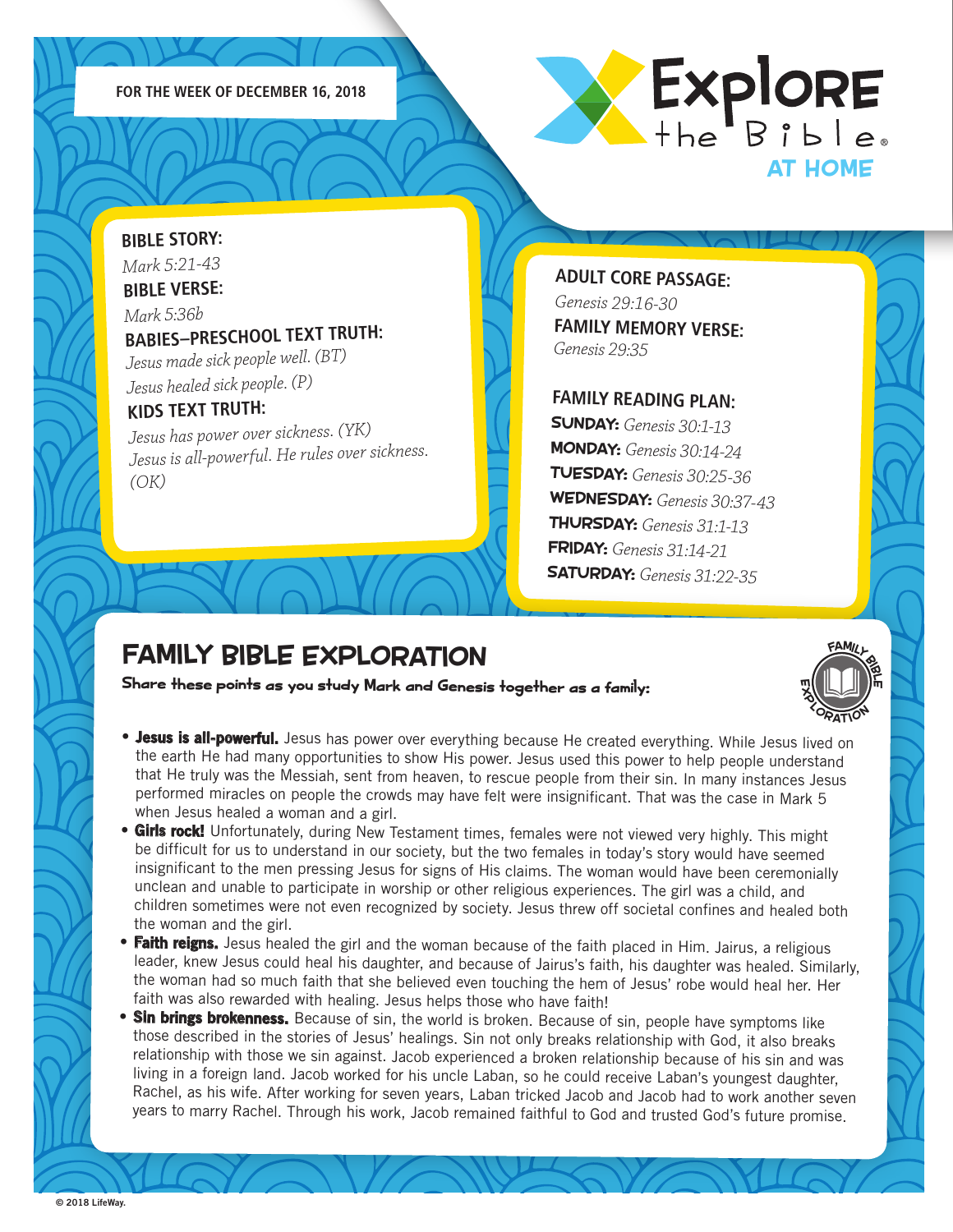FOR THE WEEK OF DECEMBER 16, 2018

# Explore the Bible AT HOME

**BIBLE STORY:**
*Mark 5:21-43*

**BIBLE VERSE:**
*Mark 5:36b*

**BABIES–PRESCHOOL TEXT TRUTH:**
*Jesus made sick people well. (BT)*
*Jesus healed sick people. (P)*

**KIDS TEXT TRUTH:**
*Jesus has power over sickness. (YK)*
*Jesus is all-powerful. He rules over sickness. (OK)*

**ADULT CORE PASSAGE:**
*Genesis 29:16-30*

**FAMILY MEMORY VERSE:**
*Genesis 29:35*

**FAMILY READING PLAN:**
**SUNDAY:** *Genesis 30:1-13*
**MONDAY:** *Genesis 30:14-24*
**TUESDAY:** *Genesis 30:25-36*
**WEDNESDAY:** *Genesis 30:37-43*
**THURSDAY:** *Genesis 31:1-13*
**FRIDAY:** *Genesis 31:14-21*
**SATURDAY:** *Genesis 31:22-35*

## FAMILY BIBLE EXPLORATION

**Share these points as you study Mark and Genesis together as a family:**

- **Jesus is all-powerful.** Jesus has power over everything because He created everything. While Jesus lived on the earth He had many opportunities to show His power. Jesus used this power to help people understand that He truly was the Messiah, sent from heaven, to rescue people from their sin. In many instances Jesus performed miracles on people the crowds may have felt were insignificant. That was the case in Mark 5 when Jesus healed a woman and a girl.
- **Girls rock!** Unfortunately, during New Testament times, females were not viewed very highly. This might be difficult for us to understand in our society, but the two females in today's story would have seemed insignificant to the men pressing Jesus for signs of His claims. The woman would have been ceremonially unclean and unable to participate in worship or other religious experiences. The girl was a child, and children sometimes were not even recognized by society. Jesus threw off societal confines and healed both the woman and the girl.
- **Faith reigns.** Jesus healed the girl and the woman because of the faith placed in Him. Jairus, a religious leader, knew Jesus could heal his daughter, and because of Jairus's faith, his daughter was healed. Similarly, the woman had so much faith that she believed even touching the hem of Jesus' robe would heal her. Her faith was also rewarded with healing. Jesus helps those who have faith!
- **Sin brings brokenness.** Because of sin, the world is broken. Because of sin, people have symptoms like those described in the stories of Jesus' healings. Sin not only breaks relationship with God, it also breaks relationship with those we sin against. Jacob experienced a broken relationship because of his sin and was living in a foreign land. Jacob worked for his uncle Laban, so he could receive Laban's youngest daughter, Rachel, as his wife. After working for seven years, Laban tricked Jacob and Jacob had to work another seven years to marry Rachel. Through his work, Jacob remained faithful to God and trusted God's future promise.

© 2018 LifeWay.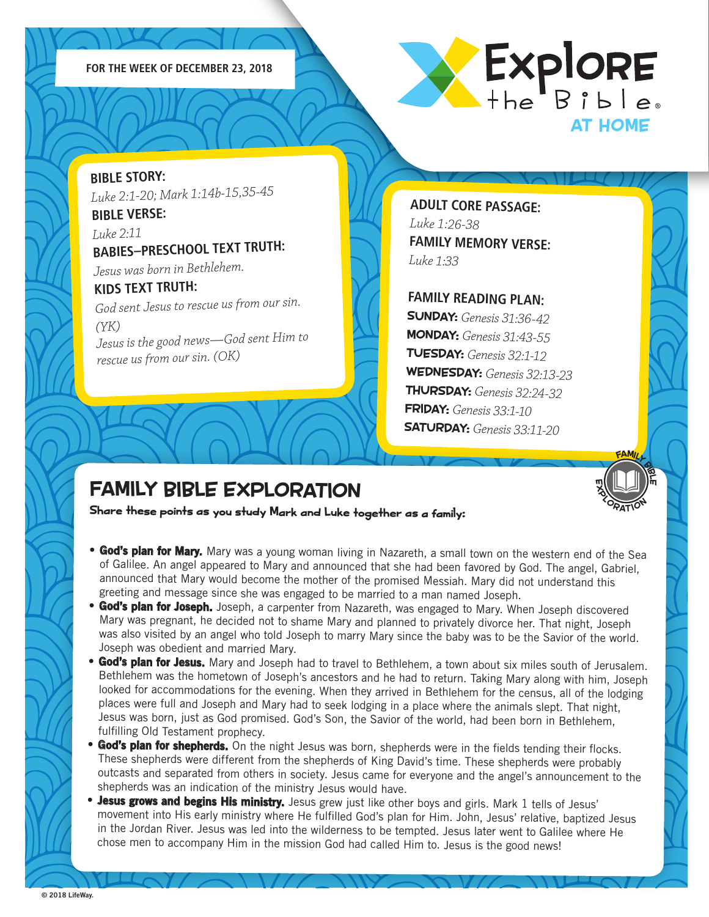FOR THE WEEK OF DECEMBER 23, 2018

# Explore the Bible AT HOME

**BIBLE STORY:**
*Luke 2:1-20; Mark 1:14b-15,35-45*

**BIBLE VERSE:**
*Luke 2:11*

**BABIES–PRESCHOOL TEXT TRUTH:**
*Jesus was born in Bethlehem.*

**KIDS TEXT TRUTH:**
*God sent Jesus to rescue us from our sin. (YK)*
*Jesus is the good news—God sent Him to rescue us from our sin. (OK)*

**ADULT CORE PASSAGE:**
*Luke 1:26-38*

**FAMILY MEMORY VERSE:**
*Luke 1:33*

**FAMILY READING PLAN:**
- **SUNDAY:** *Genesis 31:36-42*
- **MONDAY:** *Genesis 31:43-55*
- **TUESDAY:** *Genesis 32:1-12*
- **WEDNESDAY:** *Genesis 32:13-23*
- **THURSDAY:** *Genesis 32:24-32*
- **FRIDAY:** *Genesis 33:1-10*
- **SATURDAY:** *Genesis 33:11-20*

## FAMILY BIBLE EXPLORATION

**Share these points as you study Mark and Luke together as a family:**

- **God's plan for Mary.** Mary was a young woman living in Nazareth, a small town on the western end of the Sea of Galilee. An angel appeared to Mary and announced that she had been favored by God. The angel, Gabriel, announced that Mary would become the mother of the promised Messiah. Mary did not understand this greeting and message since she was engaged to be married to a man named Joseph.
- **God's plan for Joseph.** Joseph, a carpenter from Nazareth, was engaged to Mary. When Joseph discovered Mary was pregnant, he decided not to shame Mary and planned to privately divorce her. That night, Joseph was also visited by an angel who told Joseph to marry Mary since the baby was to be the Savior of the world. Joseph was obedient and married Mary.
- **God's plan for Jesus.** Mary and Joseph had to travel to Bethlehem, a town about six miles south of Jerusalem. Bethlehem was the hometown of Joseph's ancestors and he had to return. Taking Mary along with him, Joseph looked for accommodations for the evening. When they arrived in Bethlehem for the census, all of the lodging places were full and Joseph and Mary had to seek lodging in a place where the animals slept. That night, Jesus was born, just as God promised. God's Son, the Savior of the world, had been born in Bethlehem, fulfilling Old Testament prophecy.
- **God's plan for shepherds.** On the night Jesus was born, shepherds were in the fields tending their flocks. These shepherds were different from the shepherds of King David's time. These shepherds were probably outcasts and separated from others in society. Jesus came for everyone and the angel's announcement to the shepherds was an indication of the ministry Jesus would have.
- **Jesus grows and begins His ministry.** Jesus grew just like other boys and girls. Mark 1 tells of Jesus' movement into His early ministry where He fulfilled God's plan for Him. John, Jesus' relative, baptized Jesus in the Jordan River. Jesus was led into the wilderness to be tempted. Jesus later went to Galilee where He chose men to accompany Him in the mission God had called Him to. Jesus is the good news!

© 2018 LifeWay.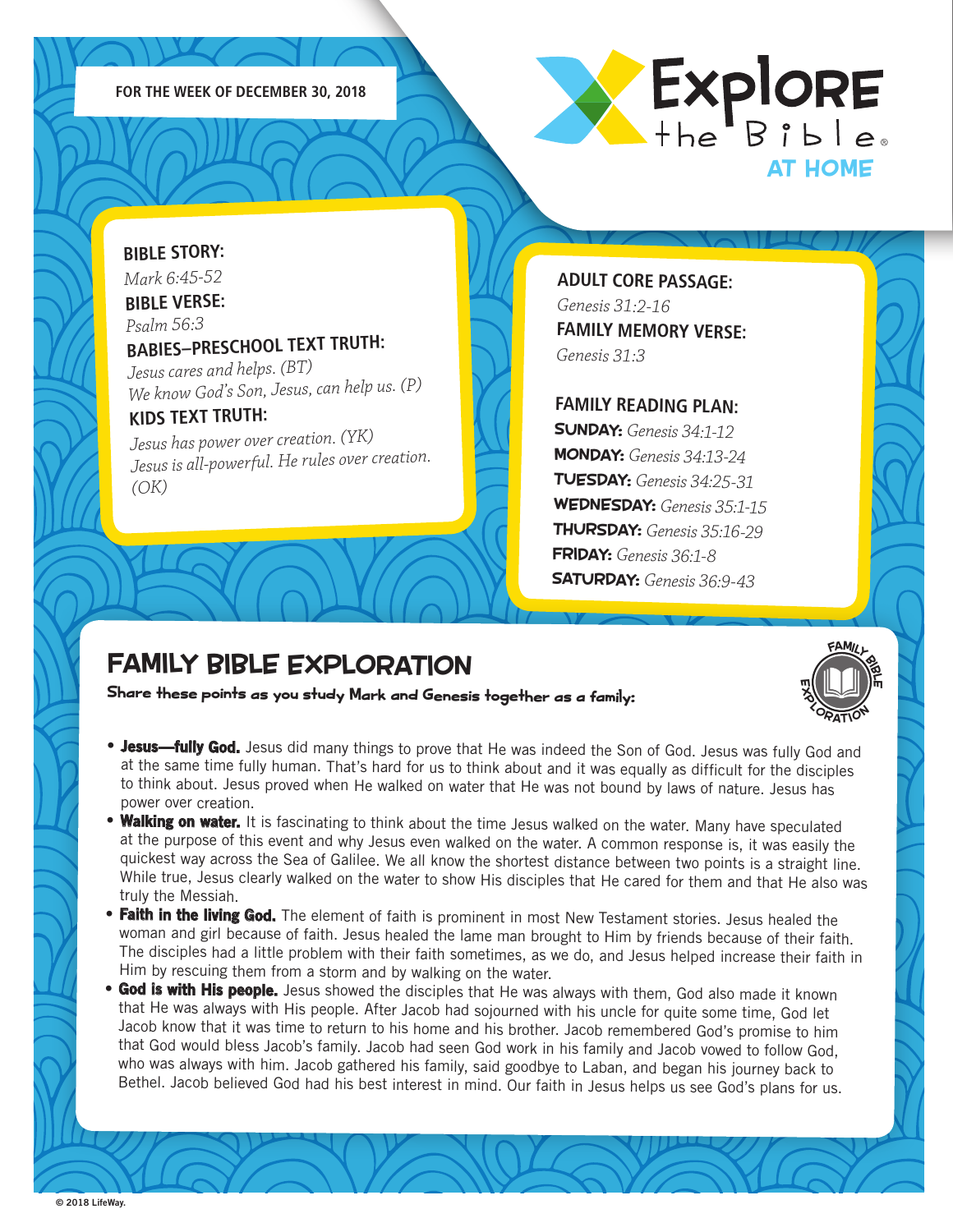FOR THE WEEK OF DECEMBER 30, 2018

# Explore the Bible AT HOME

**BIBLE STORY:**
*Mark 6:45-52*

**BIBLE VERSE:**
*Psalm 56:3*

**BABIES–PRESCHOOL TEXT TRUTH:**
*Jesus cares and helps. (BT)*
*We know God's Son, Jesus, can help us. (P)*

**KIDS TEXT TRUTH:**
*Jesus has power over creation. (YK)*
*Jesus is all-powerful. He rules over creation. (OK)*

**ADULT CORE PASSAGE:**
*Genesis 31:2-16*

**FAMILY MEMORY VERSE:**
*Genesis 31:3*

**FAMILY READING PLAN:**

**SUNDAY:** *Genesis 34:1-12*
**MONDAY:** *Genesis 34:13-24*
**TUESDAY:** *Genesis 34:25-31*
**WEDNESDAY:** *Genesis 35:1-15*
**THURSDAY:** *Genesis 35:16-29*
**FRIDAY:** *Genesis 36:1-8*
**SATURDAY:** *Genesis 36:9-43*

## FAMILY BIBLE EXPLORATION

**Share these points as you study Mark and Genesis together as a family:**

- **Jesus—fully God.** Jesus did many things to prove that He was indeed the Son of God. Jesus was fully God and at the same time fully human. That's hard for us to think about and it was equally as difficult for the disciples to think about. Jesus proved when He walked on water that He was not bound by laws of nature. Jesus has power over creation.
- **Walking on water.** It is fascinating to think about the time Jesus walked on the water. Many have speculated at the purpose of this event and why Jesus even walked on the water. A common response is, it was easily the quickest way across the Sea of Galilee. We all know the shortest distance between two points is a straight line. While true, Jesus clearly walked on the water to show His disciples that He cared for them and that He also was truly the Messiah.
- **Faith in the living God.** The element of faith is prominent in most New Testament stories. Jesus healed the woman and girl because of faith. Jesus healed the lame man brought to Him by friends because of their faith. The disciples had a little problem with their faith sometimes, as we do, and Jesus helped increase their faith in Him by rescuing them from a storm and by walking on the water.
- **God is with His people.** Jesus showed the disciples that He was always with them, God also made it known that He was always with His people. After Jacob had sojourned with his uncle for quite some time, God let Jacob know that it was time to return to his home and his brother. Jacob remembered God's promise to him that God would bless Jacob's family. Jacob had seen God work in his family and Jacob vowed to follow God, who was always with him. Jacob gathered his family, said goodbye to Laban, and began his journey back to Bethel. Jacob believed God had his best interest in mind. Our faith in Jesus helps us see God's plans for us.

© 2018 LifeWay.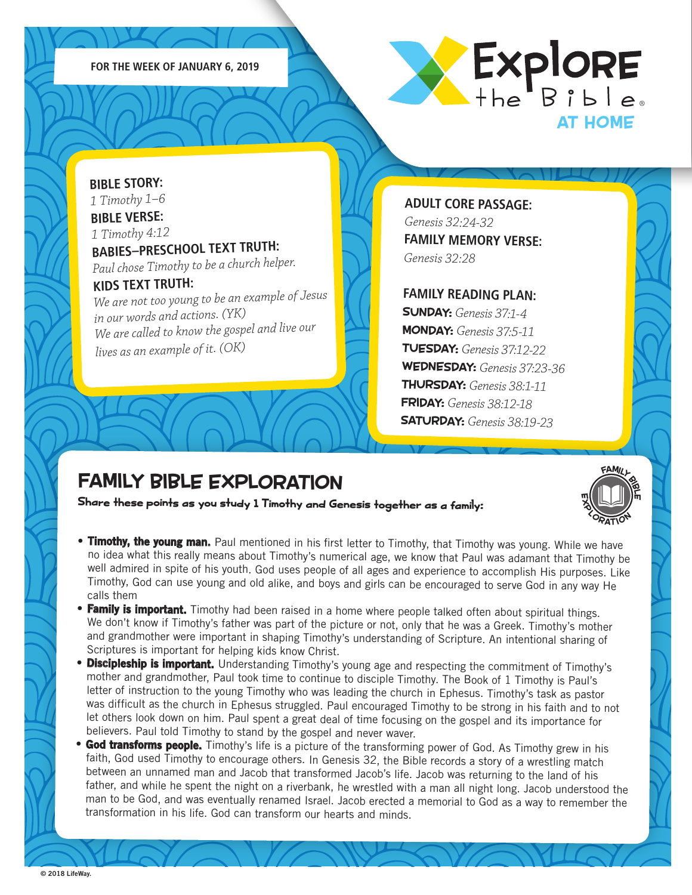FOR THE WEEK OF JANUARY 6, 2019

# Explore the Bible AT HOME

**BIBLE STORY:**
*1 Timothy 1–6*

**BIBLE VERSE:**
*1 Timothy 4:12*

**BABIES–PRESCHOOL TEXT TRUTH:**
*Paul chose Timothy to be a church helper.*

**KIDS TEXT TRUTH:**
*We are not too young to be an example of Jesus in our words and actions. (YK)*
*We are called to know the gospel and live our lives as an example of it. (OK)*

**ADULT CORE PASSAGE:**
*Genesis 32:24-32*

**FAMILY MEMORY VERSE:**
*Genesis 32:28*

**FAMILY READING PLAN:**
**SUNDAY:** *Genesis 37:1-4*
**MONDAY:** *Genesis 37:5-11*
**TUESDAY:** *Genesis 37:12-22*
**WEDNESDAY:** *Genesis 37:23-36*
**THURSDAY:** *Genesis 38:1-11*
**FRIDAY:** *Genesis 38:12-18*
**SATURDAY:** *Genesis 38:19-23*

## FAMILY BIBLE EXPLORATION

**Share these points as you study 1 Timothy and Genesis together as a family:**

- **Timothy, the young man.** Paul mentioned in his first letter to Timothy, that Timothy was young. While we have no idea what this really means about Timothy's numerical age, we know that Paul was adamant that Timothy be well admired in spite of his youth. God uses people of all ages and experience to accomplish His purposes. Like Timothy, God can use young and old alike, and boys and girls can be encouraged to serve God in any way He calls them
- **Family is important.** Timothy had been raised in a home where people talked often about spiritual things. We don't know if Timothy's father was part of the picture or not, only that he was a Greek. Timothy's mother and grandmother were important in shaping Timothy's understanding of Scripture. An intentional sharing of Scriptures is important for helping kids know Christ.
- **Discipleship is important.** Understanding Timothy's young age and respecting the commitment of Timothy's mother and grandmother, Paul took time to continue to disciple Timothy. The Book of 1 Timothy is Paul's letter of instruction to the young Timothy who was leading the church in Ephesus. Timothy's task as pastor was difficult as the church in Ephesus struggled. Paul encouraged Timothy to be strong in his faith and to not let others look down on him. Paul spent a great deal of time focusing on the gospel and its importance for believers. Paul told Timothy to stand by the gospel and never waver.
- **God transforms people.** Timothy's life is a picture of the transforming power of God. As Timothy grew in his faith, God used Timothy to encourage others. In Genesis 32, the Bible records a story of a wrestling match between an unnamed man and Jacob that transformed Jacob's life. Jacob was returning to the land of his father, and while he spent the night on a riverbank, he wrestled with a man all night long. Jacob understood the man to be God, and was eventually renamed Israel. Jacob erected a memorial to God as a way to remember the transformation in his life. God can transform our hearts and minds.

© 2018 LifeWay.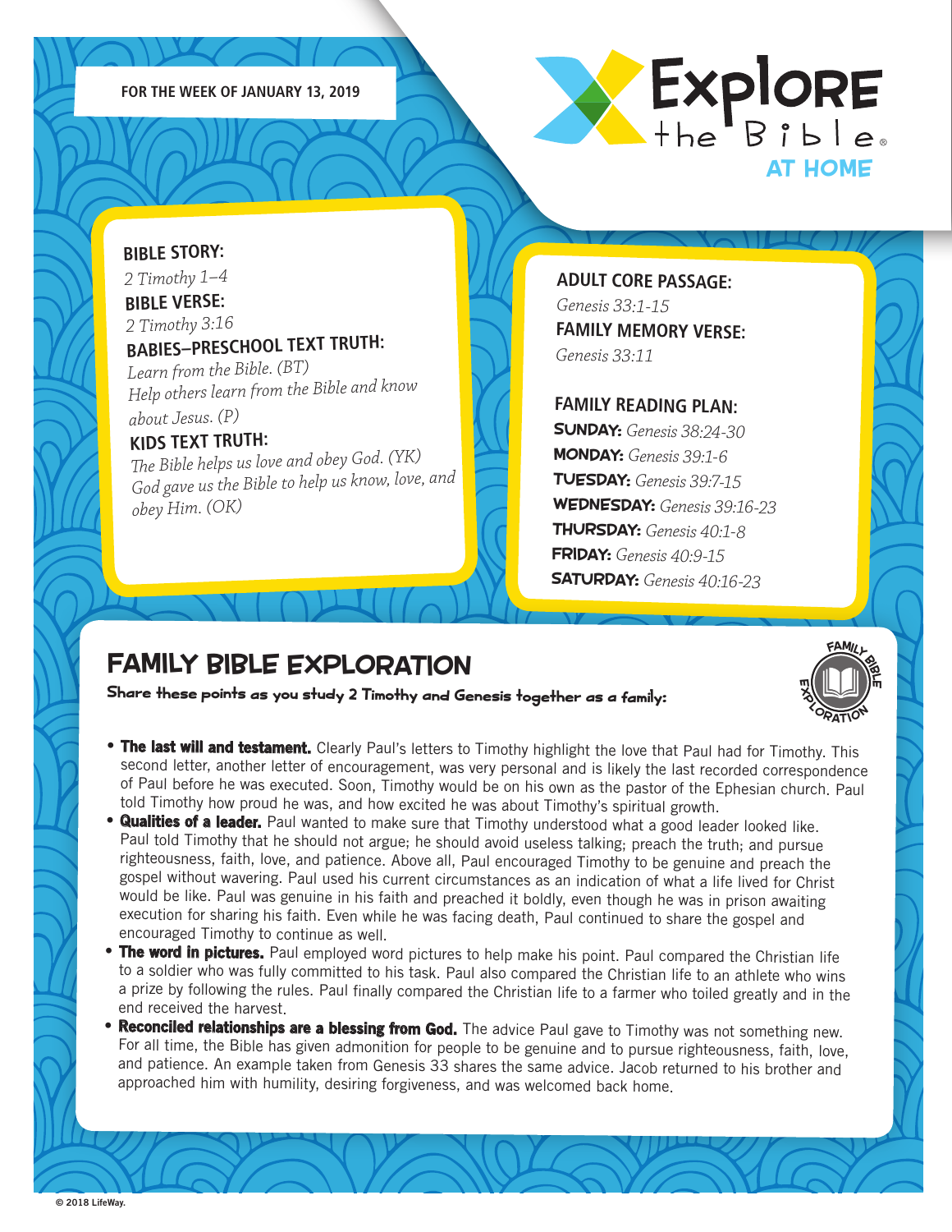FOR THE WEEK OF JANUARY 13, 2019

# Explore the Bible AT HOME

**BIBLE STORY:**
*2 Timothy 1–4*

**BIBLE VERSE:**
*2 Timothy 3:16*

**BABIES–PRESCHOOL TEXT TRUTH:**
*Learn from the Bible. (BT)*
*Help others learn from the Bible and know about Jesus. (P)*

**KIDS TEXT TRUTH:**
*The Bible helps us love and obey God. (YK)*
*God gave us the Bible to help us know, love, and obey Him. (OK)*

**ADULT CORE PASSAGE:**
*Genesis 33:1-15*

**FAMILY MEMORY VERSE:**
*Genesis 33:11*

**FAMILY READING PLAN:**

**SUNDAY:** *Genesis 38:24-30*
**MONDAY:** *Genesis 39:1-6*
**TUESDAY:** *Genesis 39:7-15*
**WEDNESDAY:** *Genesis 39:16-23*
**THURSDAY:** *Genesis 40:1-8*
**FRIDAY:** *Genesis 40:9-15*
**SATURDAY:** *Genesis 40:16-23*

## FAMILY BIBLE EXPLORATION

**Share these points as you study 2 Timothy and Genesis together as a family:**

- **The last will and testament.** Clearly Paul's letters to Timothy highlight the love that Paul had for Timothy. This second letter, another letter of encouragement, was very personal and is likely the last recorded correspondence of Paul before he was executed. Soon, Timothy would be on his own as the pastor of the Ephesian church. Paul told Timothy how proud he was, and how excited he was about Timothy's spiritual growth.
- **Qualities of a leader.** Paul wanted to make sure that Timothy understood what a good leader looked like. Paul told Timothy that he should not argue; he should avoid useless talking; preach the truth; and pursue righteousness, faith, love, and patience. Above all, Paul encouraged Timothy to be genuine and preach the gospel without wavering. Paul used his current circumstances as an indication of what a life lived for Christ would be like. Paul was genuine in his faith and preached it boldly, even though he was in prison awaiting execution for sharing his faith. Even while he was facing death, Paul continued to share the gospel and encouraged Timothy to continue as well.
- **The word in pictures.** Paul employed word pictures to help make his point. Paul compared the Christian life to a soldier who was fully committed to his task. Paul also compared the Christian life to an athlete who wins a prize by following the rules. Paul finally compared the Christian life to a farmer who toiled greatly and in the end received the harvest.
- **Reconciled relationships are a blessing from God.** The advice Paul gave to Timothy was not something new. For all time, the Bible has given admonition for people to be genuine and to pursue righteousness, faith, love, and patience. An example taken from Genesis 33 shares the same advice. Jacob returned to his brother and approached him with humility, desiring forgiveness, and was welcomed back home.

© 2018 LifeWay.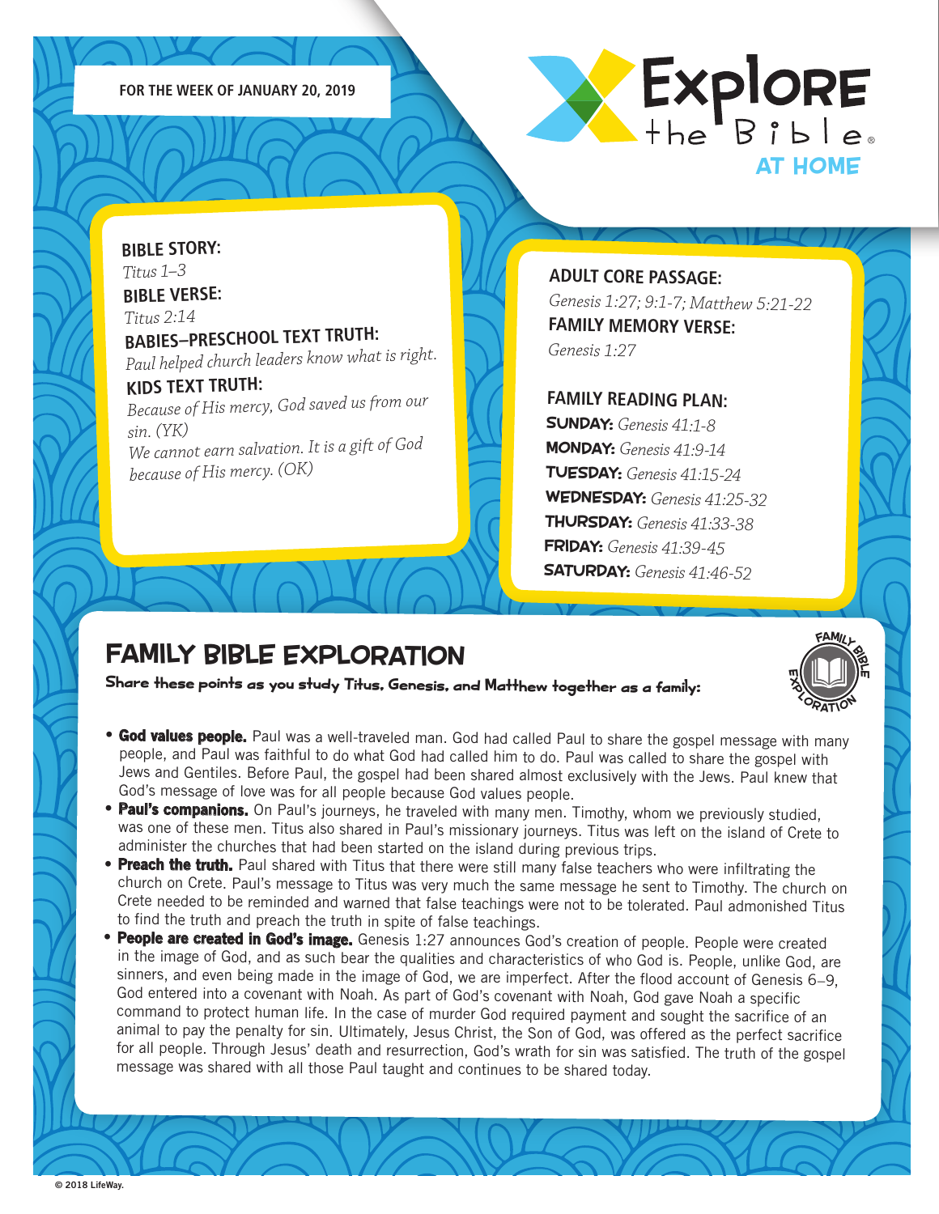FOR THE WEEK OF JANUARY 20, 2019

# Explore the Bible AT HOME

**BIBLE STORY:**
*Titus 1–3*

**BIBLE VERSE:**
*Titus 2:14*

**BABIES–PRESCHOOL TEXT TRUTH:**
*Paul helped church leaders know what is right.*

**KIDS TEXT TRUTH:**
*Because of His mercy, God saved us from our sin. (YK)*
*We cannot earn salvation. It is a gift of God because of His mercy. (OK)*

**ADULT CORE PASSAGE:**
*Genesis 1:27; 9:1-7; Matthew 5:21-22*

**FAMILY MEMORY VERSE:**
*Genesis 1:27*

**FAMILY READING PLAN:**

**SUNDAY:** *Genesis 41:1-8*
**MONDAY:** *Genesis 41:9-14*
**TUESDAY:** *Genesis 41:15-24*
**WEDNESDAY:** *Genesis 41:25-32*
**THURSDAY:** *Genesis 41:33-38*
**FRIDAY:** *Genesis 41:39-45*
**SATURDAY:** *Genesis 41:46-52*

## FAMILY BIBLE EXPLORATION

**Share these points as you study Titus, Genesis, and Matthew together as a family:**

- **God values people.** Paul was a well-traveled man. God had called Paul to share the gospel message with many people, and Paul was faithful to do what God had called him to do. Paul was called to share the gospel with Jews and Gentiles. Before Paul, the gospel had been shared almost exclusively with the Jews. Paul knew that God's message of love was for all people because God values people.
- **Paul's companions.** On Paul's journeys, he traveled with many men. Timothy, whom we previously studied, was one of these men. Titus also shared in Paul's missionary journeys. Titus was left on the island of Crete to administer the churches that had been started on the island during previous trips.
- **Preach the truth.** Paul shared with Titus that there were still many false teachers who were infiltrating the church on Crete. Paul's message to Titus was very much the same message he sent to Timothy. The church on Crete needed to be reminded and warned that false teachings were not to be tolerated. Paul admonished Titus to find the truth and preach the truth in spite of false teachings.
- **People are created in God's image.** Genesis 1:27 announces God's creation of people. People were created in the image of God, and as such bear the qualities and characteristics of who God is. People, unlike God, are sinners, and even being made in the image of God, we are imperfect. After the flood account of Genesis 6–9, God entered into a covenant with Noah. As part of God's covenant with Noah, God gave Noah a specific command to protect human life. In the case of murder God required payment and sought the sacrifice of an animal to pay the penalty for sin. Ultimately, Jesus Christ, the Son of God, was offered as the perfect sacrifice for all people. Through Jesus' death and resurrection, God's wrath for sin was satisfied. The truth of the gospel message was shared with all those Paul taught and continues to be shared today.

© 2018 LifeWay.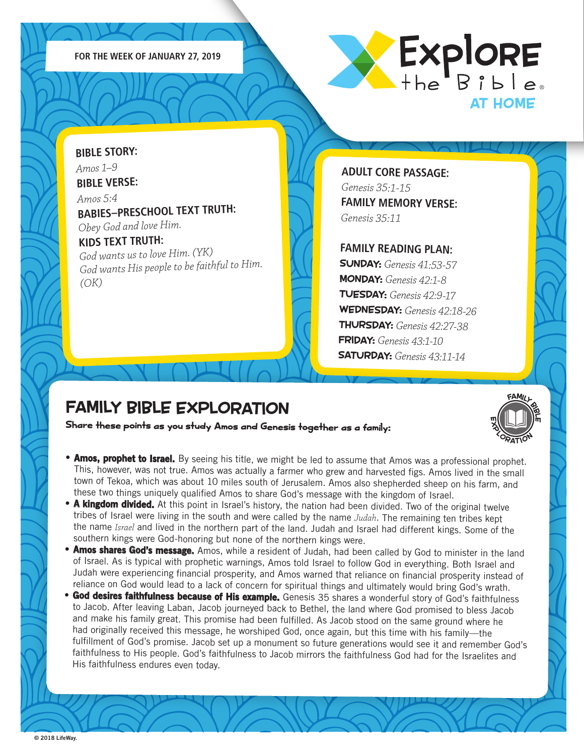FOR THE WEEK OF JANUARY 27, 2019

# Explore the Bible AT HOME

**BIBLE STORY:**
*Amos 1–9*

**BIBLE VERSE:**
*Amos 5:4*

**BABIES–PRESCHOOL TEXT TRUTH:**
*Obey God and love Him.*

**KIDS TEXT TRUTH:**
*God wants us to love Him. (YK)*
*God wants His people to be faithful to Him. (OK)*

**ADULT CORE PASSAGE:**
*Genesis 35:1-15*

**FAMILY MEMORY VERSE:**
*Genesis 35:11*

**FAMILY READING PLAN:**

- **SUNDAY:** *Genesis 41:53-57*
- **MONDAY:** *Genesis 42:1-8*
- **TUESDAY:** *Genesis 42:9-17*
- **WEDNESDAY:** *Genesis 42:18-26*
- **THURSDAY:** *Genesis 42:27-38*
- **FRIDAY:** *Genesis 43:1-10*
- **SATURDAY:** *Genesis 43:11-14*

## FAMILY BIBLE EXPLORATION

**Share these points as you study Amos and Genesis together as a family:**

- **Amos, prophet to Israel.** By seeing his title, we might be led to assume that Amos was a professional prophet. This, however, was not true. Amos was actually a farmer who grew and harvested figs. Amos lived in the small town of Tekoa, which was about 10 miles south of Jerusalem. Amos also shepherded sheep on his farm, and these two things uniquely qualified Amos to share God's message with the kingdom of Israel.
- **A kingdom divided.** At this point in Israel's history, the nation had been divided. Two of the original twelve tribes of Israel were living in the south and were called by the name *Judah*. The remaining ten tribes kept the name *Israel* and lived in the northern part of the land. Judah and Israel had different kings. Some of the southern kings were God-honoring but none of the northern kings were.
- **Amos shares God's message.** Amos, while a resident of Judah, had been called by God to minister in the land of Israel. As is typical with prophetic warnings, Amos told Israel to follow God in everything. Both Israel and Judah were experiencing financial prosperity, and Amos warned that reliance on financial prosperity instead of reliance on God would lead to a lack of concern for spiritual things and ultimately would bring God's wrath.
- **God desires faithfulness because of His example.** Genesis 35 shares a wonderful story of God's faithfulness to Jacob. After leaving Laban, Jacob journeyed back to Bethel, the land where God promised to bless Jacob and make his family great. This promise had been fulfilled. As Jacob stood on the same ground where he had originally received this message, he worshiped God, once again, but this time with his family—the fulfillment of God's promise. Jacob set up a monument so future generations would see it and remember God's faithfulness to His people. God's faithfulness to Jacob mirrors the faithfulness God had for the Israelites and His faithfulness endures even today.

© 2018 LifeWay.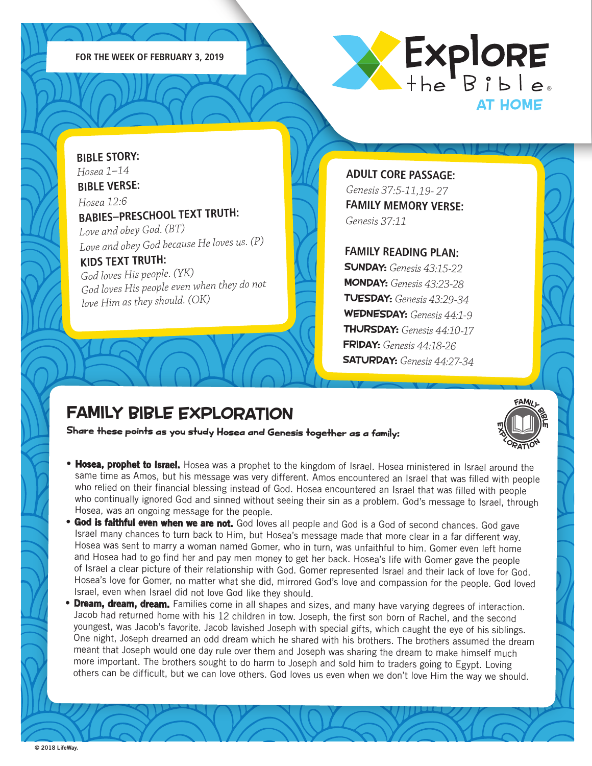FOR THE WEEK OF FEBRUARY 3, 2019

# Explore the Bible AT HOME

**BIBLE STORY:**
*Hosea 1–14*

**BIBLE VERSE:**
*Hosea 12:6*

**BABIES–PRESCHOOL TEXT TRUTH:**
*Love and obey God. (BT)*
*Love and obey God because He loves us. (P)*

**KIDS TEXT TRUTH:**
*God loves His people. (YK)*
*God loves His people even when they do not love Him as they should. (OK)*

**ADULT CORE PASSAGE:**
*Genesis 37:5-11,19- 27*

**FAMILY MEMORY VERSE:**
*Genesis 37:11*

**FAMILY READING PLAN:**
**SUNDAY:** *Genesis 43:15-22*
**MONDAY:** *Genesis 43:23-28*
**TUESDAY:** *Genesis 43:29-34*
**WEDNESDAY:** *Genesis 44:1-9*
**THURSDAY:** *Genesis 44:10-17*
**FRIDAY:** *Genesis 44:18-26*
**SATURDAY:** *Genesis 44:27-34*

## FAMILY BIBLE EXPLORATION

**Share these points as you study Hosea and Genesis together as a family:**

- **Hosea, prophet to Israel.** Hosea was a prophet to the kingdom of Israel. Hosea ministered in Israel around the same time as Amos, but his message was very different. Amos encountered an Israel that was filled with people who relied on their financial blessing instead of God. Hosea encountered an Israel that was filled with people who continually ignored God and sinned without seeing their sin as a problem. God's message to Israel, through Hosea, was an ongoing message for the people.
- **God is faithful even when we are not.** God loves all people and God is a God of second chances. God gave Israel many chances to turn back to Him, but Hosea's message made that more clear in a far different way. Hosea was sent to marry a woman named Gomer, who in turn, was unfaithful to him. Gomer even left home and Hosea had to go find her and pay men money to get her back. Hosea's life with Gomer gave the people of Israel a clear picture of their relationship with God. Gomer represented Israel and their lack of love for God. Hosea's love for Gomer, no matter what she did, mirrored God's love and compassion for the people. God loved Israel, even when Israel did not love God like they should.
- **Dream, dream, dream.** Families come in all shapes and sizes, and many have varying degrees of interaction. Jacob had returned home with his 12 children in tow. Joseph, the first son born of Rachel, and the second youngest, was Jacob's favorite. Jacob lavished Joseph with special gifts, which caught the eye of his siblings. One night, Joseph dreamed an odd dream which he shared with his brothers. The brothers assumed the dream meant that Joseph would one day rule over them and Joseph was sharing the dream to make himself much more important. The brothers sought to do harm to Joseph and sold him to traders going to Egypt. Loving others can be difficult, but we can love others. God loves us even when we don't love Him the way we should.

© 2018 LifeWay.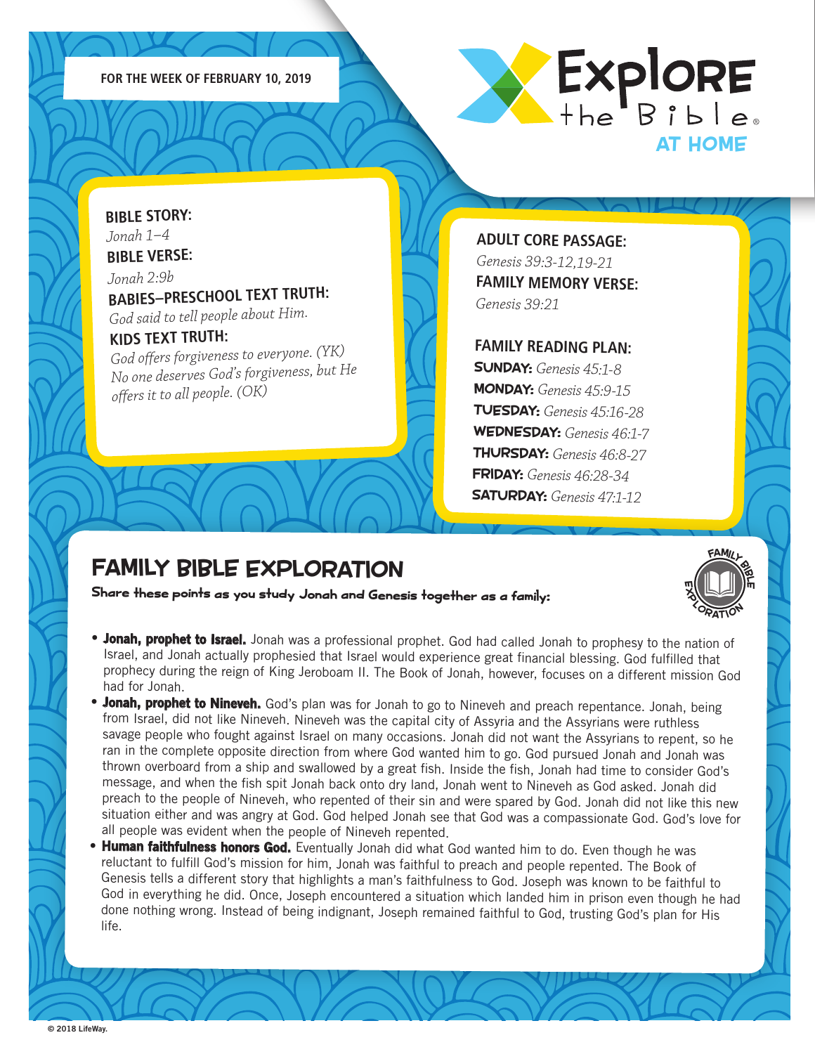FOR THE WEEK OF FEBRUARY 10, 2019

# Explore the Bible AT HOME

**BIBLE STORY:**
*Jonah 1–4*

**BIBLE VERSE:**
*Jonah 2:9b*

**BABIES–PRESCHOOL TEXT TRUTH:**
*God said to tell people about Him.*

**KIDS TEXT TRUTH:**
*God offers forgiveness to everyone. (YK)*
*No one deserves God's forgiveness, but He offers it to all people. (OK)*

**ADULT CORE PASSAGE:**
*Genesis 39:3-12,19-21*

**FAMILY MEMORY VERSE:**
*Genesis 39:21*

**FAMILY READING PLAN:**

- **SUNDAY:** *Genesis 45:1-8*
- **MONDAY:** *Genesis 45:9-15*
- **TUESDAY:** *Genesis 45:16-28*
- **WEDNESDAY:** *Genesis 46:1-7*
- **THURSDAY:** *Genesis 46:8-27*
- **FRIDAY:** *Genesis 46:28-34*
- **SATURDAY:** *Genesis 47:1-12*

## FAMILY BIBLE EXPLORATION

**Share these points as you study Jonah and Genesis together as a family:**

- **Jonah, prophet to Israel.** Jonah was a professional prophet. God had called Jonah to prophesy to the nation of Israel, and Jonah actually prophesied that Israel would experience great financial blessing. God fulfilled that prophecy during the reign of King Jeroboam II. The Book of Jonah, however, focuses on a different mission God had for Jonah.
- **Jonah, prophet to Nineveh.** God's plan was for Jonah to go to Nineveh and preach repentance. Jonah, being from Israel, did not like Nineveh. Nineveh was the capital city of Assyria and the Assyrians were ruthless savage people who fought against Israel on many occasions. Jonah did not want the Assyrians to repent, so he ran in the complete opposite direction from where God wanted him to go. God pursued Jonah and Jonah was thrown overboard from a ship and swallowed by a great fish. Inside the fish, Jonah had time to consider God's message, and when the fish spit Jonah back onto dry land, Jonah went to Nineveh as God asked. Jonah did preach to the people of Nineveh, who repented of their sin and were spared by God. Jonah did not like this new situation either and was angry at God. God helped Jonah see that God was a compassionate God. God's love for all people was evident when the people of Nineveh repented.
- **Human faithfulness honors God.** Eventually Jonah did what God wanted him to do. Even though he was reluctant to fulfill God's mission for him, Jonah was faithful to preach and people repented. The Book of Genesis tells a different story that highlights a man's faithfulness to God. Joseph was known to be faithful to God in everything he did. Once, Joseph encountered a situation which landed him in prison even though he had done nothing wrong. Instead of being indignant, Joseph remained faithful to God, trusting God's plan for His life.

© 2018 LifeWay.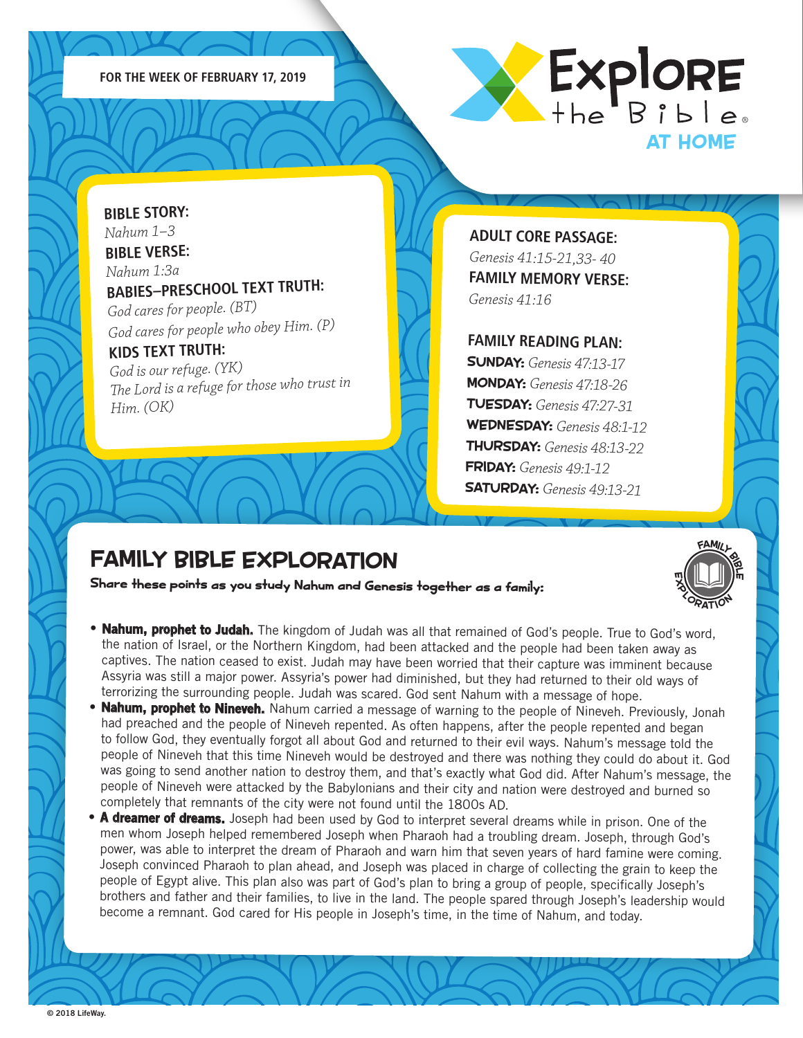FOR THE WEEK OF FEBRUARY 17, 2019

# Explore the Bible AT HOME

**BIBLE STORY:**
*Nahum 1–3*

**BIBLE VERSE:**
*Nahum 1:3a*

**BABIES–PRESCHOOL TEXT TRUTH:**
*God cares for people. (BT)*
*God cares for people who obey Him. (P)*

**KIDS TEXT TRUTH:**
*God is our refuge. (YK)*
*The Lord is a refuge for those who trust in Him. (OK)*

**ADULT CORE PASSAGE:**
*Genesis 41:15-21,33- 40*

**FAMILY MEMORY VERSE:**
*Genesis 41:16*

**FAMILY READING PLAN:**
**SUNDAY:** *Genesis 47:13-17*
**MONDAY:** *Genesis 47:18-26*
**TUESDAY:** *Genesis 47:27-31*
**WEDNESDAY:** *Genesis 48:1-12*
**THURSDAY:** *Genesis 48:13-22*
**FRIDAY:** *Genesis 49:1-12*
**SATURDAY:** *Genesis 49:13-21*

## FAMILY BIBLE EXPLORATION

**Share these points as you study Nahum and Genesis together as a family:**

- **Nahum, prophet to Judah.** The kingdom of Judah was all that remained of God's people. True to God's word, the nation of Israel, or the Northern Kingdom, had been attacked and the people had been taken away as captives. The nation ceased to exist. Judah may have been worried that their capture was imminent because Assyria was still a major power. Assyria's power had diminished, but they had returned to their old ways of terrorizing the surrounding people. Judah was scared. God sent Nahum with a message of hope.
- **Nahum, prophet to Nineveh.** Nahum carried a message of warning to the people of Nineveh. Previously, Jonah had preached and the people of Nineveh repented. As often happens, after the people repented and began to follow God, they eventually forgot all about God and returned to their evil ways. Nahum's message told the people of Nineveh that this time Nineveh would be destroyed and there was nothing they could do about it. God was going to send another nation to destroy them, and that's exactly what God did. After Nahum's message, the people of Nineveh were attacked by the Babylonians and their city and nation were destroyed and burned so completely that remnants of the city were not found until the 1800s AD.
- **A dreamer of dreams.** Joseph had been used by God to interpret several dreams while in prison. One of the men whom Joseph helped remembered Joseph when Pharaoh had a troubling dream. Joseph, through God's power, was able to interpret the dream of Pharaoh and warn him that seven years of hard famine were coming. Joseph convinced Pharaoh to plan ahead, and Joseph was placed in charge of collecting the grain to keep the people of Egypt alive. This plan also was part of God's plan to bring a group of people, specifically Joseph's brothers and father and their families, to live in the land. The people spared through Joseph's leadership would become a remnant. God cared for His people in Joseph's time, in the time of Nahum, and today.

© 2018 LifeWay.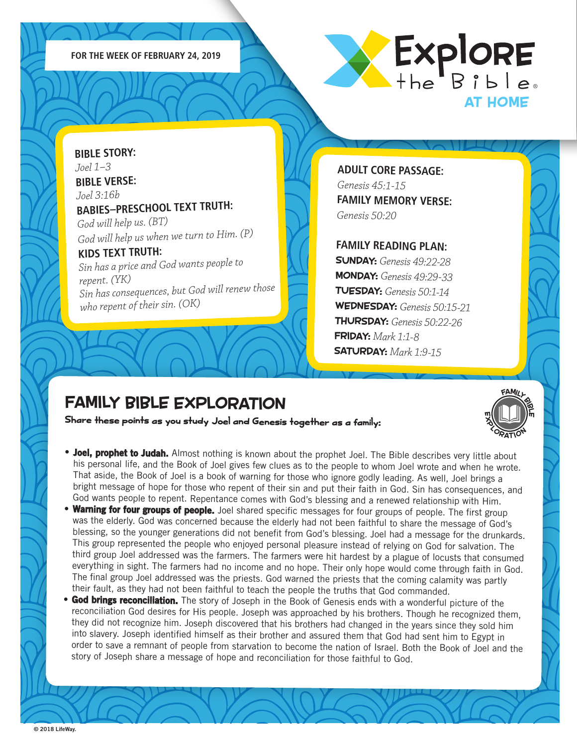FOR THE WEEK OF FEBRUARY 24, 2019

# Explore the Bible AT HOME

**BIBLE STORY:**
*Joel 1–3*

**BIBLE VERSE:**
*Joel 3:16b*

**BABIES–PRESCHOOL TEXT TRUTH:**
*God will help us. (BT)*
*God will help us when we turn to Him. (P)*

**KIDS TEXT TRUTH:**
*Sin has a price and God wants people to repent. (YK)*
*Sin has consequences, but God will renew those who repent of their sin. (OK)*

**ADULT CORE PASSAGE:**
*Genesis 45:1-15*

**FAMILY MEMORY VERSE:**
*Genesis 50:20*

**FAMILY READING PLAN:**
**SUNDAY:** *Genesis 49:22-28*
**MONDAY:** *Genesis 49:29-33*
**TUESDAY:** *Genesis 50:1-14*
**WEDNESDAY:** *Genesis 50:15-21*
**THURSDAY:** *Genesis 50:22-26*
**FRIDAY:** *Mark 1:1-8*
**SATURDAY:** *Mark 1:9-15*

## FAMILY BIBLE EXPLORATION

**Share these points as you study Joel and Genesis together as a family:**

- **Joel, prophet to Judah.** Almost nothing is known about the prophet Joel. The Bible describes very little about his personal life, and the Book of Joel gives few clues as to the people to whom Joel wrote and when he wrote. That aside, the Book of Joel is a book of warning for those who ignore godly leading. As well, Joel brings a bright message of hope for those who repent of their sin and put their faith in God. Sin has consequences, and God wants people to repent. Repentance comes with God's blessing and a renewed relationship with Him.
- **Warning for four groups of people.** Joel shared specific messages for four groups of people. The first group was the elderly. God was concerned because the elderly had not been faithful to share the message of God's blessing, so the younger generations did not benefit from God's blessing. Joel had a message for the drunkards. This group represented the people who enjoyed personal pleasure instead of relying on God for salvation. The third group Joel addressed was the farmers. The farmers were hit hardest by a plague of locusts that consumed everything in sight. The farmers had no income and no hope. Their only hope would come through faith in God. The final group Joel addressed was the priests. God warned the priests that the coming calamity was partly their fault, as they had not been faithful to teach the people the truths that God commanded.
- **God brings reconciliation.** The story of Joseph in the Book of Genesis ends with a wonderful picture of the reconciliation God desires for His people. Joseph was approached by his brothers. Though he recognized them, they did not recognize him. Joseph discovered that his brothers had changed in the years since they sold him into slavery. Joseph identified himself as their brother and assured them that God had sent him to Egypt in order to save a remnant of people from starvation to become the nation of Israel. Both the Book of Joel and the story of Joseph share a message of hope and reconciliation for those faithful to God.

© 2018 LifeWay.